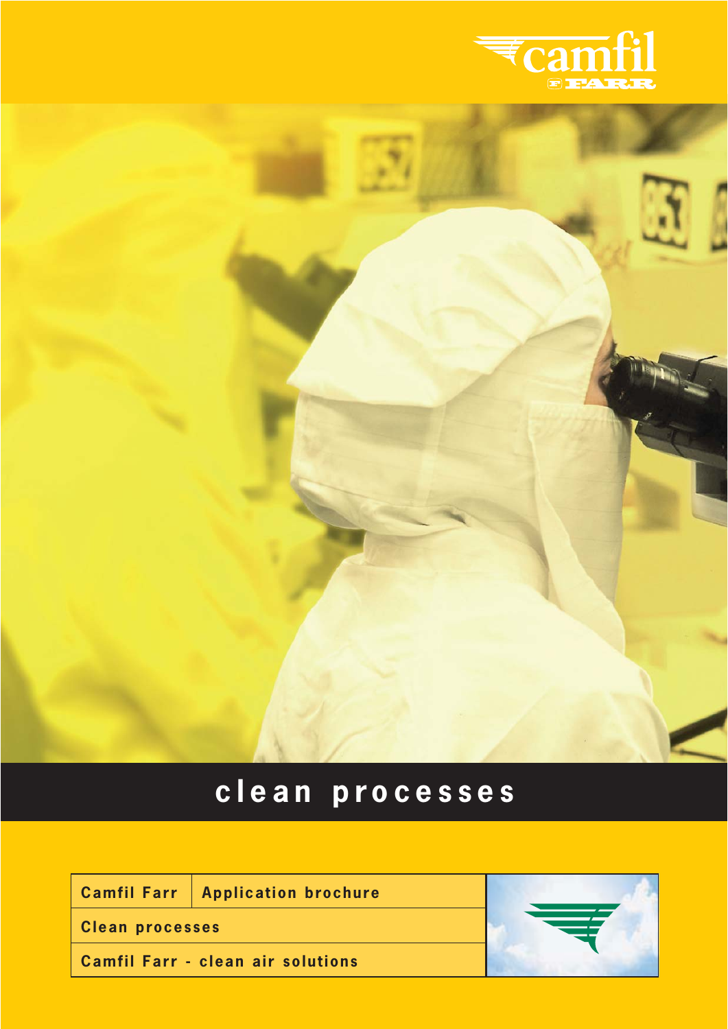camfil

FARR

# clean processes

| Camfil Farr | Application brochure |
| --- | --- |
| Clean processes | |
| Camfil Farr - clean air solutions | |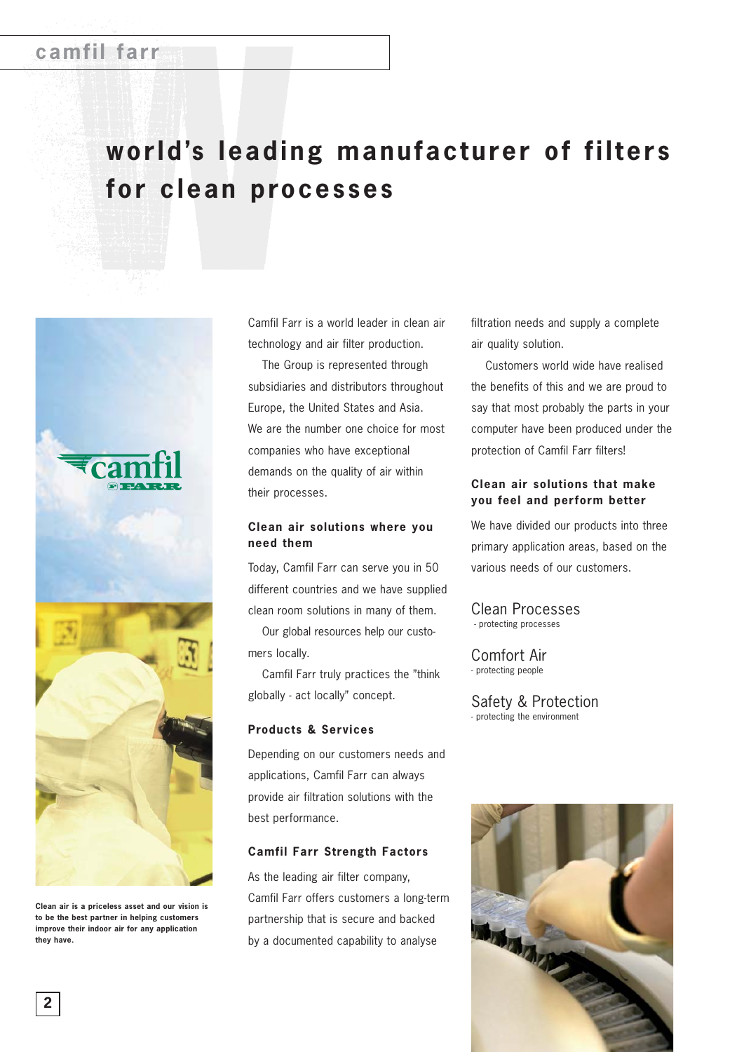# world's leading manufacturer of filters for clean processes

Clean air is a priceless asset and our vision is to be the best partner in helping customers improve their indoor air for any application they have.

Camfil Farr is a world leader in clean air technology and air filter production.

The Group is represented through subsidiaries and distributors throughout Europe, the United States and Asia. We are the number one choice for most companies who have exceptional demands on the quality of air within their processes.

### Clean air solutions where you need them

Today, Camfil Farr can serve you in 50 different countries and we have supplied clean room solutions in many of them.

Our global resources help our customers locally.

Camfil Farr truly practices the "think globally - act locally" concept.

### Products & Services

Depending on our customers needs and applications, Camfil Farr can always provide air filtration solutions with the best performance.

### Camfil Farr Strength Factors

As the leading air filter company, Camfil Farr offers customers a long-term partnership that is secure and backed by a documented capability to analyse filtration needs and supply a complete air quality solution.

Customers world wide have realised the benefits of this and we are proud to say that most probably the parts in your computer have been produced under the protection of Camfil Farr filters!

### Clean air solutions that make you feel and perform better

We have divided our products into three primary application areas, based on the various needs of our customers.

Clean Processes
- protecting processes

Comfort Air
- protecting people

Safety & Protection
- protecting the environment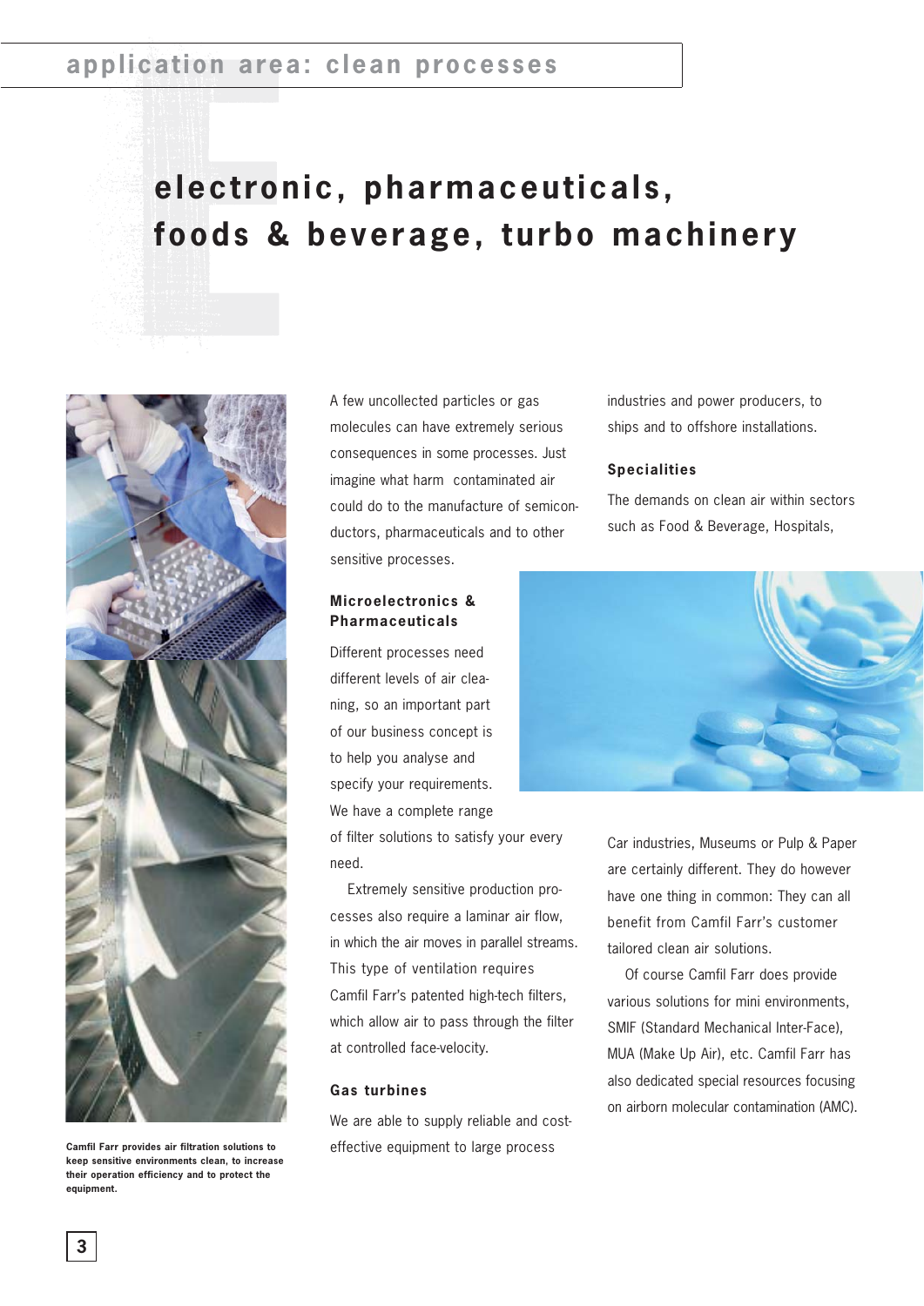# electronic, pharmaceuticals, foods & beverage, turbo machinery

Camfil Farr provides air filtration solutions to keep sensitive environments clean, to increase their operation efficiency and to protect the equipment.

A few uncollected particles or gas molecules can have extremely serious consequences in some processes. Just imagine what harm contaminated air could do to the manufacture of semiconductors, pharmaceuticals and to other sensitive processes.

## Microelectronics & Pharmaceuticals

Different processes need different levels of air cleaning, so an important part of our business concept is to help you analyse and specify your requirements. We have a complete range of filter solutions to satisfy your every need.

Extremely sensitive production processes also require a laminar air flow, in which the air moves in parallel streams. This type of ventilation requires Camfil Farr's patented high-tech filters, which allow air to pass through the filter at controlled face-velocity.

## Gas turbines

We are able to supply reliable and cost-effective equipment to large process industries and power producers, to ships and to offshore installations.

## Specialities

The demands on clean air within sectors such as Food & Beverage, Hospitals, Car industries, Museums or Pulp & Paper are certainly different. They do however have one thing in common: They can all benefit from Camfil Farr's customer tailored clean air solutions.

Of course Camfil Farr does provide various solutions for mini environments, SMIF (Standard Mechanical Inter-Face), MUA (Make Up Air), etc. Camfil Farr has also dedicated special resources focusing on airborn molecular contamination (AMC).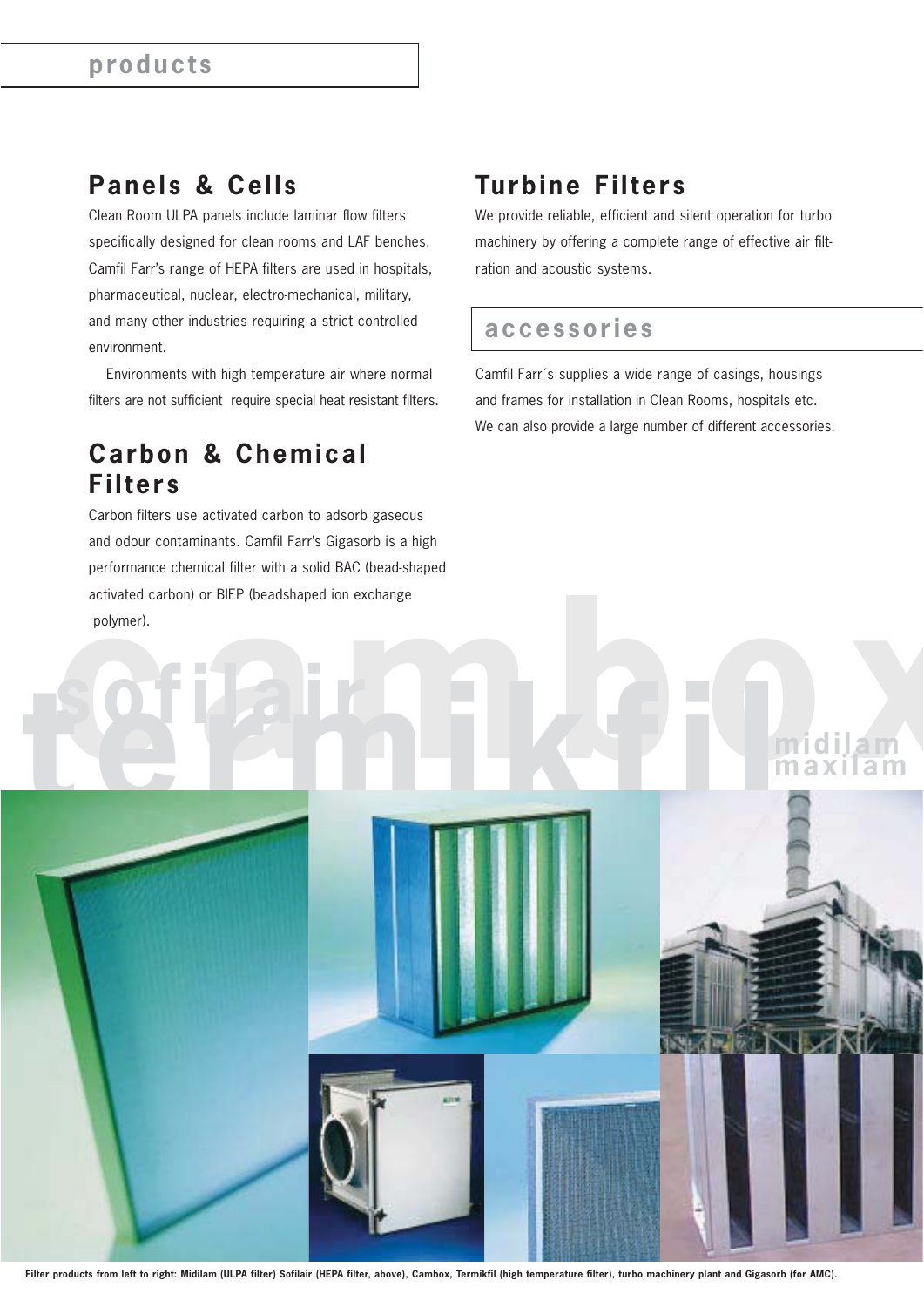## products

## Panels & Cells

Clean Room ULPA panels include laminar flow filters specifically designed for clean rooms and LAF benches. Camfil Farr's range of HEPA filters are used in hospitals, pharmaceutical, nuclear, electro-mechanical, military, and many other industries requiring a strict controlled environment.

Environments with high temperature air where normal filters are not sufficient require special heat resistant filters.

## Carbon & Chemical Filters

Carbon filters use activated carbon to adsorb gaseous and odour contaminants. Camfil Farr's Gigasorb is a high performance chemical filter with a solid BAC (bead-shaped activated carbon) or BIEP (beadshaped ion exchange polymer).

## Turbine Filters

We provide reliable, efficient and silent operation for turbo machinery by offering a complete range of effective air filtration and acoustic systems.

## accessories

Camfil Farr´s supplies a wide range of casings, housings and frames for installation in Clean Rooms, hospitals etc. We can also provide a large number of different accessories.

**Filter products from left to right: Midilam (ULPA filter) Sofilair (HEPA filter, above), Cambox, Termikfil (high temperature filter), turbo machinery plant and Gigasorb (for AMC).**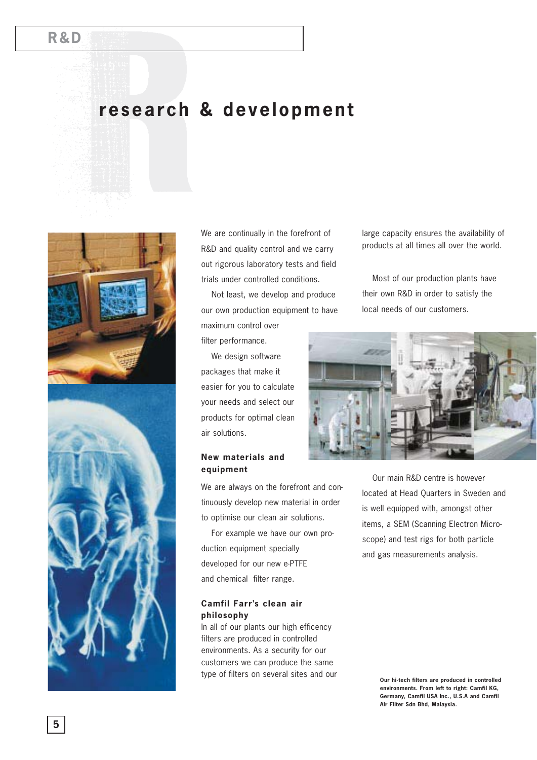# research & development

We are continually in the forefront of R&D and quality control and we carry out rigorous laboratory tests and field trials under controlled conditions.

Not least, we develop and produce our own production equipment to have maximum control over filter performance.

We design software packages that make it easier for you to calculate your needs and select our products for optimal clean air solutions.

### New materials and equipment

We are always on the forefront and continuously develop new material in order to optimise our clean air solutions.

For example we have our own production equipment specially developed for our new e-PTFE and chemical filter range.

### Camfil Farr's clean air philosophy

In all of our plants our high efficency filters are produced in controlled environments. As a security for our customers we can produce the same type of filters on several sites and our large capacity ensures the availability of products at all times all over the world.

Most of our production plants have their own R&D in order to satisfy the local needs of our customers.

Our main R&D centre is however located at Head Quarters in Sweden and is well equipped with, amongst other items, a SEM (Scanning Electron Microscope) and test rigs for both particle and gas measurements analysis.

**Our hi-tech filters are produced in controlled environments. From left to right: Camfil KG, Germany, Camfil USA Inc., U.S.A and Camfil Air Filter Sdn Bhd, Malaysia.**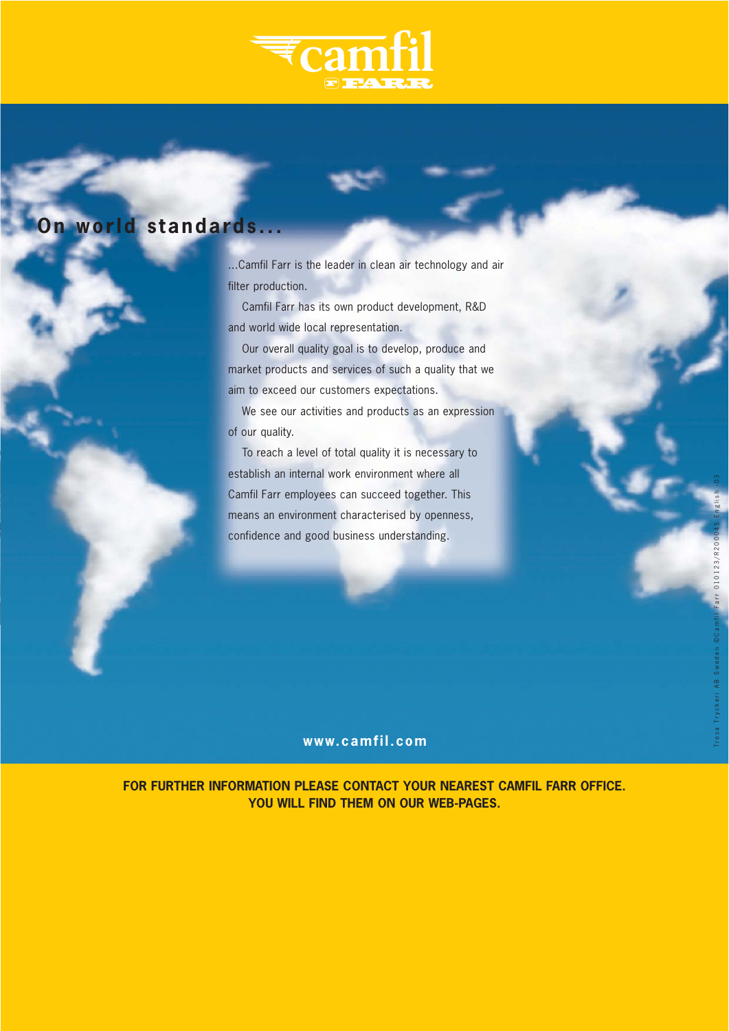# On world standards...

...Camfil Farr is the leader in clean air technology and air filter production.

Camfil Farr has its own product development, R&D and world wide local representation.

Our overall quality goal is to develop, produce and market products and services of such a quality that we aim to exceed our customers expectations.

We see our activities and products as an expression of our quality.

To reach a level of total quality it is necessary to establish an internal work environment where all Camfil Farr employees can succeed together. This means an environment characterised by openness, confidence and good business understanding.

**www.camfil.com**

Trosa Tryckeri AB Sweden ©Camfil Farr 010123/R200045 English -03

**FOR FURTHER INFORMATION PLEASE CONTACT YOUR NEAREST CAMFIL FARR OFFICE. YOU WILL FIND THEM ON OUR WEB-PAGES.**